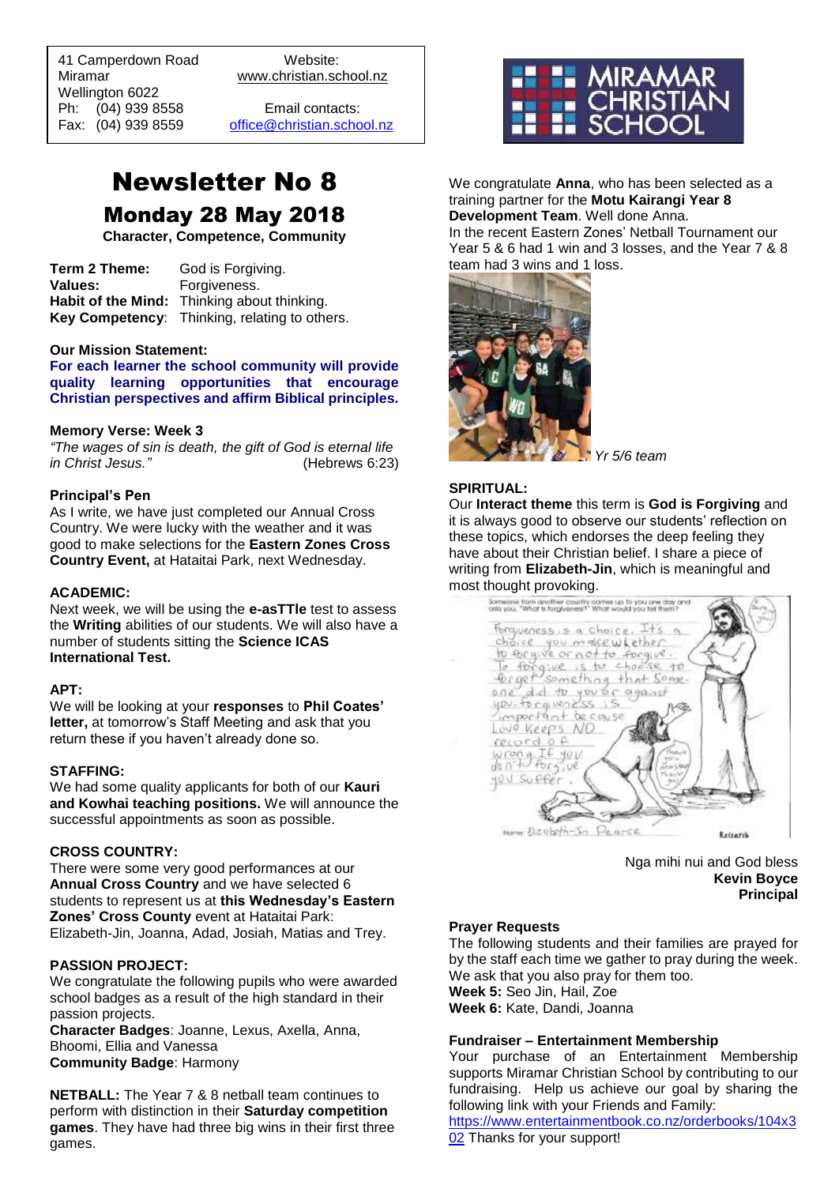41 Camperdown Road
Miramar
Wellington 6022
Ph: (04) 939 8558
Fax: (04) 939 8559

Website:
www.christian.school.nz

Email contacts:
office@christian.school.nz

# Newsletter No 8

## Monday 28 May 2018

**Character, Competence, Community**

**Term 2 Theme:** God is Forgiving.
**Values:** Forgiveness.
**Habit of the Mind:** Thinking about thinking.
**Key Competency**: Thinking, relating to others.

**Our Mission Statement:**
**For each learner the school community will provide quality learning opportunities that encourage Christian perspectives and affirm Biblical principles.**

**Memory Verse: Week 3**
*"The wages of sin is death, the gift of God is eternal life in Christ Jesus."* (Hebrews 6:23)

**Principal's Pen**
As I write, we have just completed our Annual Cross Country. We were lucky with the weather and it was good to make selections for the **Eastern Zones Cross Country Event,** at Hataitai Park, next Wednesday.

**ACADEMIC:**
Next week, we will be using the **e-asTTle** test to assess the **Writing** abilities of our students. We will also have a number of students sitting the **Science ICAS International Test.**

**APT:**
We will be looking at your **responses** to **Phil Coates' letter,** at tomorrow's Staff Meeting and ask that you return these if you haven't already done so.

**STAFFING:**
We had some quality applicants for both of our **Kauri and Kowhai teaching positions.** We will announce the successful appointments as soon as possible.

**CROSS COUNTRY:**
There were some very good performances at our **Annual Cross Country** and we have selected 6 students to represent us at **this Wednesday's Eastern Zones' Cross County** event at Hataitai Park: Elizabeth-Jin, Joanna, Adad, Josiah, Matias and Trey.

**PASSION PROJECT:**
We congratulate the following pupils who were awarded school badges as a result of the high standard in their passion projects.
**Character Badges**: Joanne, Lexus, Axella, Anna, Bhoomi, Ellia and Vanessa
**Community Badge**: Harmony

**NETBALL:** The Year 7 & 8 netball team continues to perform with distinction in their **Saturday competition games**. They have had three big wins in their first three games.

We congratulate **Anna**, who has been selected as a training partner for the **Motu Kairangi Year 8 Development Team**. Well done Anna.
In the recent Eastern Zones' Netball Tournament our Year 5 & 6 had 1 win and 3 losses, and the Year 7 & 8 team had 3 wins and 1 loss.

*Yr 5/6 team*

**SPIRITUAL:**
Our **Interact theme** this term is **God is Forgiving** and it is always good to observe our students' reflection on these topics, which endorses the deep feeling they have about their Christian belief. I share a piece of writing from **Elizabeth-Jin**, which is meaningful and most thought provoking.

Nga mihi nui and God bless
**Kevin Boyce**
**Principal**

**Prayer Requests**
The following students and their families are prayed for by the staff each time we gather to pray during the week. We ask that you also pray for them too.
**Week 5:** Seo Jin, Hail, Zoe
**Week 6:** Kate, Dandi, Joanna

**Fundraiser – Entertainment Membership**
Your purchase of an Entertainment Membership supports Miramar Christian School by contributing to our fundraising. Help us achieve our goal by sharing the following link with your Friends and Family:
https://www.entertainmentbook.co.nz/orderbooks/104x302 Thanks for your support!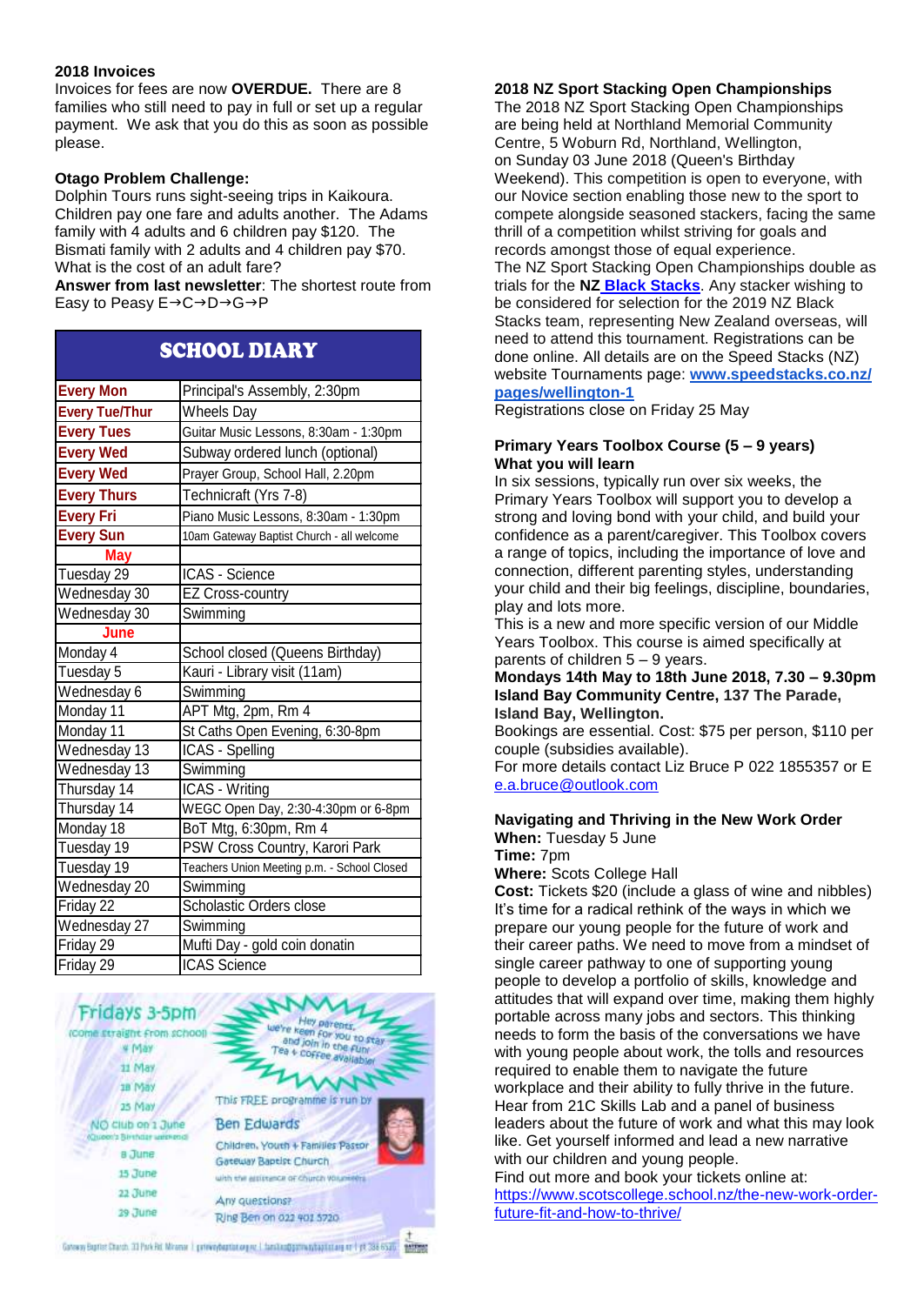**2018 Invoices**

Invoices for fees are now **OVERDUE.** There are 8 families who still need to pay in full or set up a regular payment. We ask that you do this as soon as possible please.

**Otago Problem Challenge:**

Dolphin Tours runs sight-seeing trips in Kaikoura. Children pay one fare and adults another. The Adams family with 4 adults and 6 children pay $120. The Bismati family with 2 adults and 4 children pay $70. What is the cost of an adult fare?

**Answer from last newsletter**: The shortest route from Easy to Peasy E→C→D→G→P

## SCHOOL DIARY

| | |
|---|---|
| **Every Mon** | Principal's Assembly, 2:30pm |
| **Every Tue/Thur** | Wheels Day |
| **Every Tues** | Guitar Music Lessons, 8:30am - 1:30pm |
| **Every Wed** | Subway ordered lunch (optional) |
| **Every Wed** | Prayer Group, School Hall, 2.20pm |
| **Every Thurs** | Technicraft (Yrs 7-8) |
| **Every Fri** | Piano Music Lessons, 8:30am - 1:30pm |
| **Every Sun** | 10am Gateway Baptist Church - all welcome |
| **May** | |
| Tuesday 29 | ICAS - Science |
| Wednesday 30 | EZ Cross-country |
| Wednesday 30 | Swimming |
| **June** | |
| Monday 4 | School closed (Queens Birthday) |
| Tuesday 5 | Kauri - Library visit (11am) |
| Wednesday 6 | Swimming |
| Monday 11 | APT Mtg, 2pm, Rm 4 |
| Monday 11 | St Caths Open Evening, 6:30-8pm |
| Wednesday 13 | ICAS - Spelling |
| Wednesday 13 | Swimming |
| Thursday 14 | ICAS - Writing |
| Thursday 14 | WEGC Open Day, 2:30-4:30pm or 6-8pm |
| Monday 18 | BoT Mtg, 6:30pm, Rm 4 |
| Tuesday 19 | PSW Cross Country, Karori Park |
| Tuesday 19 | Teachers Union Meeting p.m. - School Closed |
| Wednesday 20 | Swimming |
| Friday 22 | Scholastic Orders close |
| Wednesday 27 | Swimming |
| Friday 29 | Mufti Day - gold coin donatin |
| Friday 29 | ICAS Science |

**Fridays 3-5pm**
(Come straight from school)
4 May
11 May
18 May
25 May
NO club on 1 June (Queen's Birthday weekend)
8 June
15 June
22 June
29 June

Hey parents, we're keen for you to stay and join in the fun! Tea + Coffee available!

This FREE programme is run by **Ben Edwards**
Children, Youth + Families Pastor
Gateway Baptist Church
with the assistance of church volunteers

Any questions? Ring Ben on 022 401 5720

**2018 NZ Sport Stacking Open Championships**

The 2018 NZ Sport Stacking Open Championships are being held at Northland Memorial Community Centre, 5 Woburn Rd, Northland, Wellington, on Sunday 03 June 2018 (Queen's Birthday Weekend). This competition is open to everyone, with our Novice section enabling those new to the sport to compete alongside seasoned stackers, facing the same thrill of a competition whilst striving for goals and records amongst those of equal experience.

The NZ Sport Stacking Open Championships double as trials for the **NZ Black Stacks**. Any stacker wishing to be considered for selection for the 2019 NZ Black Stacks team, representing New Zealand overseas, will need to attend this tournament. Registrations can be done online. All details are on the Speed Stacks (NZ) website Tournaments page: **www.speedstacks.co.nz/pages/wellington-1**

Registrations close on Friday 25 May

**Primary Years Toolbox Course (5 – 9 years)**
**What you will learn**

In six sessions, typically run over six weeks, the Primary Years Toolbox will support you to develop a strong and loving bond with your child, and build your confidence as a parent/caregiver. This Toolbox covers a range of topics, including the importance of love and connection, different parenting styles, understanding your child and their big feelings, discipline, boundaries, play and lots more.

This is a new and more specific version of our Middle Years Toolbox. This course is aimed specifically at parents of children 5 – 9 years.

**Mondays 14th May to 18th June 2018, 7.30 – 9.30pm**
**Island Bay Community Centre,** 137 The Parade, **Island Bay, Wellington.**

Bookings are essential. Cost: $75 per person, $110 per couple (subsidies available).

For more details contact Liz Bruce P 022 1855357 or E e.a.bruce@outlook.com

**Navigating and Thriving in the New Work Order**

**When:** Tuesday 5 June
**Time:** 7pm
**Where:** Scots College Hall
**Cost:** Tickets $20 (include a glass of wine and nibbles)

It's time for a radical rethink of the ways in which we prepare our young people for the future of work and their career paths. We need to move from a mindset of single career pathway to one of supporting young people to develop a portfolio of skills, knowledge and attitudes that will expand over time, making them highly portable across many jobs and sectors. This thinking needs to form the basis of the conversations we have with young people about work, the tolls and resources required to enable them to navigate the future workplace and their ability to fully thrive in the future. Hear from 21C Skills Lab and a panel of business leaders about the future of work and what this may look like. Get yourself informed and lead a new narrative with our children and young people.

Find out more and book your tickets online at: https://www.scotscollege.school.nz/the-new-work-order-future-fit-and-how-to-thrive/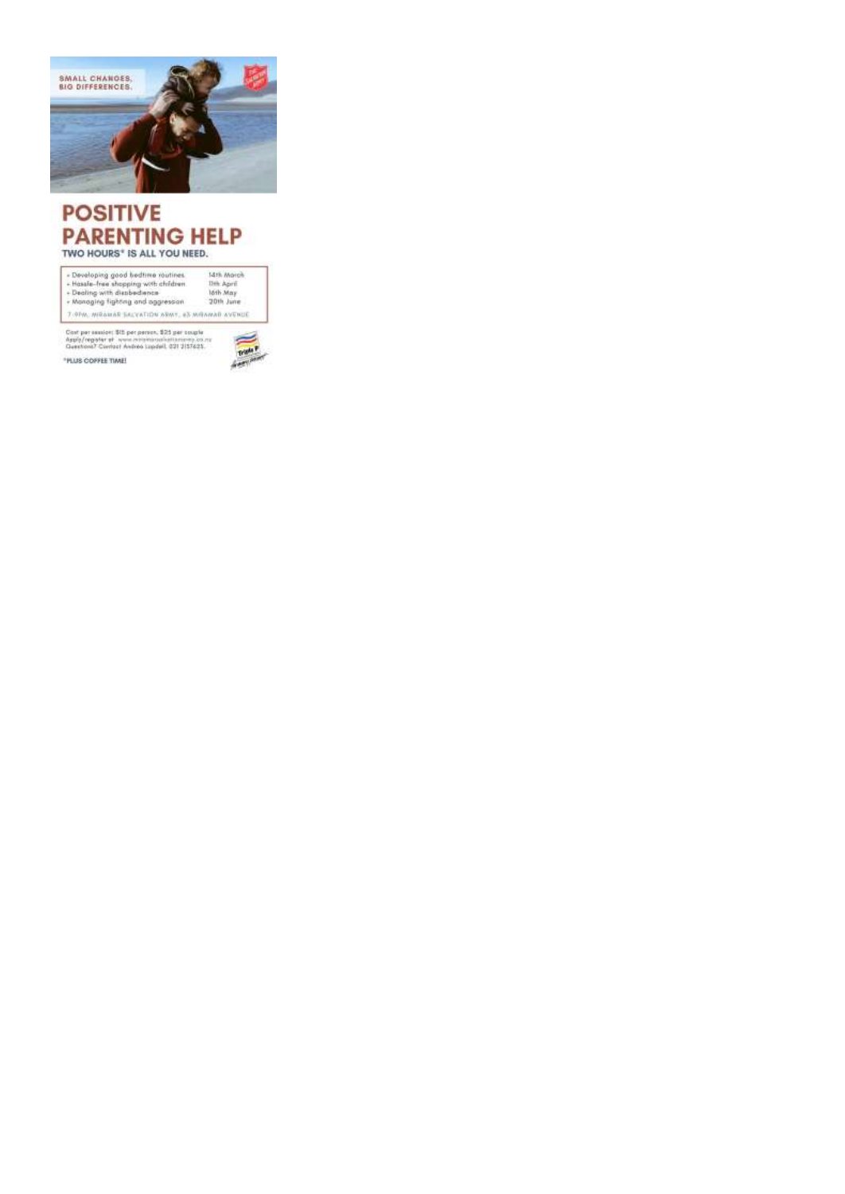SMALL CHANGES, BIG DIFFERENCES.

# POSITIVE PARENTING HELP

**TWO HOURS* IS ALL YOU NEED.**

| | |
|---|---|
| • Developing good bedtime routines | 14th March |
| • Hassle-free shopping with children | 11th April |
| • Dealing with disobedience | 16th May |
| • Managing fighting and aggression | 20th June |

7-9PM, MIRAMAR SALVATION ARMY, 63 MIRAMAR AVENUE

Cost per session: $15 per person, $25 per couple
Apply/register at www.miramarsalvationarmy.co.nz
Questions? Contact Andrea Lapdell, 021 2157625.

*PLUS COFFEE TIME!